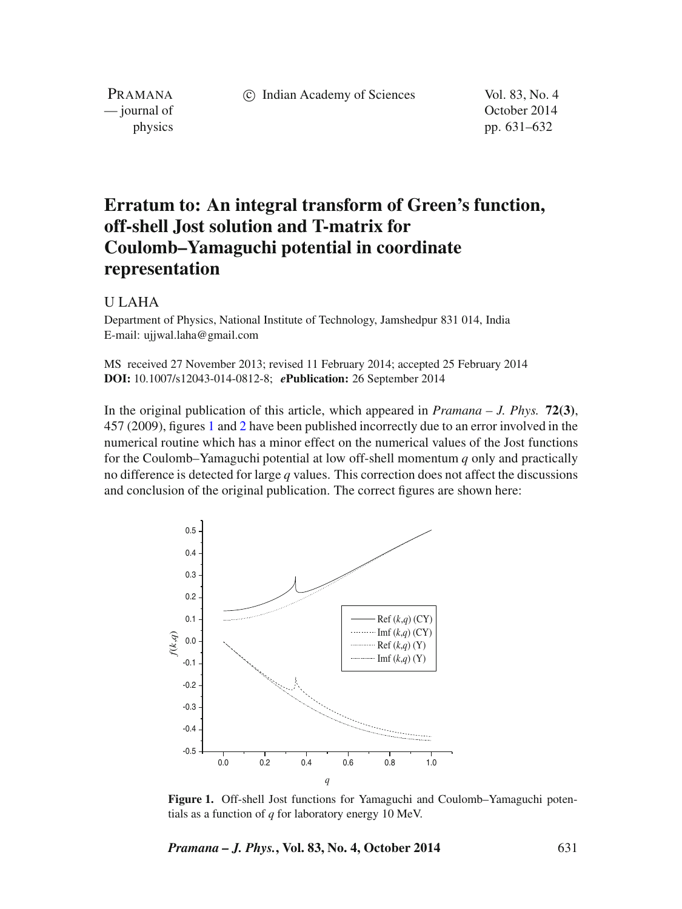# Erratum to: An integral transform of Green's function, off-shell Jost solution and T-matrix for Coulomb–Yamaguchi potential in coordinate representation

U LAHA

Department of Physics, National Institute of Technology, Jamshedpur 831 014, India
E-mail: ujjwal.laha@gmail.com

MS received 27 November 2013; revised 11 February 2014; accepted 25 February 2014
**DOI:** 10.1007/s12043-014-0812-8; ***e*Publication:** 26 September 2014

In the original publication of this article, which appeared in *Pramana – J. Phys.* **72(3)**, 457 (2009), figures 1 and 2 have been published incorrectly due to an error involved in the numerical routine which has a minor effect on the numerical values of the Jost functions for the Coulomb–Yamaguchi potential at low off-shell momentum $q$ only and practically no difference is detected for large $q$ values. This correction does not affect the discussions and conclusion of the original publication. The correct figures are shown here:

**Figure 1.** Off-shell Jost functions for Yamaguchi and Coulomb–Yamaguchi potentials as a function of $q$ for laboratory energy 10 MeV.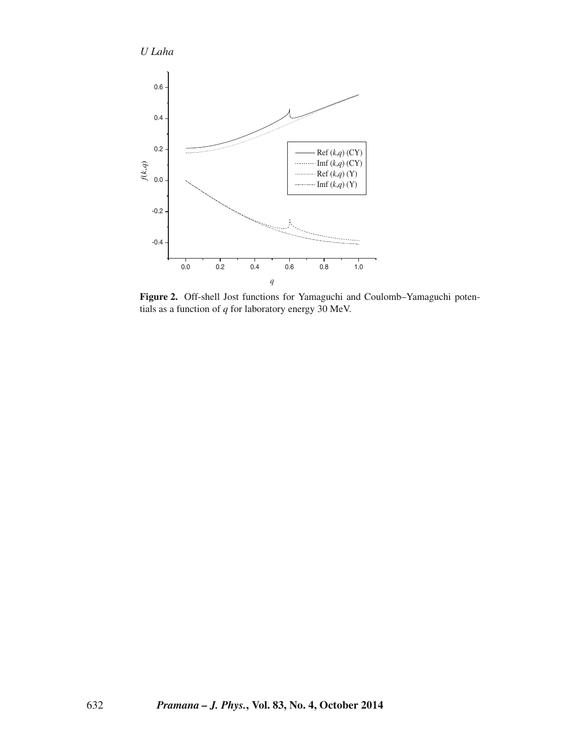0.6
0.4
0.2
0.0
-0.2
-0.4

$f(k,q)$

0.0 0.2 0.4 0.6 0.8 1.0

$q$

Ref $(k,q)$ (CY)
Imf $(k,q)$ (CY)
Ref $(k,q)$ (Y)
Imf $(k,q)$ (Y)

**Figure 2.** Off-shell Jost functions for Yamaguchi and Coulomb–Yamaguchi potentials as a function of $q$ for laboratory energy 30 MeV.